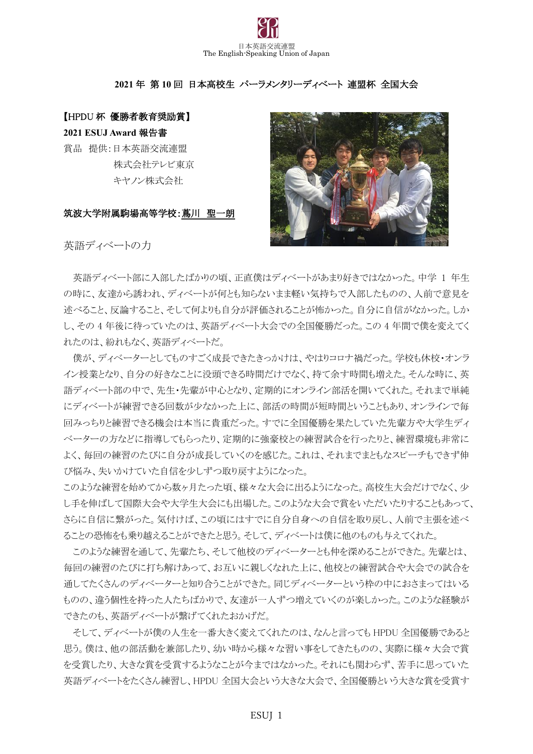日本英語交流連盟
The English-Speaking Union of Japan

## 2021 年 第 10 回 日本高校生 パーラメンタリーディベート 連盟杯 全国大会

**【HPDU 杯 優勝者教育奨励賞】**

**2021 ESUJ Award 報告書**

賞品 提供：日本英語交流連盟
株式会社テレビ東京
キヤノン株式会社

**筑波大学附属駒場高等学校：蔦川 聖一朗**

### 英語ディベートの力

英語ディベート部に入部したばかりの頃、正直僕はディベートがあまり好きではなかった。中学 1 年生の時に、友達から誘われ、ディベートが何とも知らないまま軽い気持ちで入部したものの、人前で意見を述べること、反論すること、そして何よりも自分が評価されることが怖かった。自分に自信がなかった。しかし、その 4 年後に待っていたのは、英語ディベート大会での全国優勝だった。この 4 年間で僕を変えてくれたのは、紛れもなく、英語ディベートだ。

僕が、ディベーターとしてものすごく成長できたきっかけは、やはりコロナ禍だった。学校も休校・オンライン授業となり、自分の好きなことに没頭できる時間だけでなく、持て余す時間も増えた。そんな時に、英語ディベート部の中で、先生・先輩が中心となり、定期的にオンライン部活を開いてくれた。それまで単純にディベートが練習できる回数が少なかった上に、部活の時間が短時間ということもあり、オンラインで毎回みっちりと練習できる機会は本当に貴重だった。すでに全国優勝を果たしていた先輩方や大学生ディベーターの方などに指導してもらったり、定期的に強豪校との練習試合を行ったりと、練習環境も非常によく、毎回の練習のたびに自分が成長していくのを感じた。これは、それまでまともなスピーチもできず伸び悩み、失いかけていた自信を少しずつ取り戻すようになった。

このような練習を始めてから数ヶ月たった頃、様々な大会に出るようになった。高校生大会だけでなく、少し手を伸ばして国際大会や大学生大会にも出場した。このような大会で賞をいただいたりすることもあって、さらに自信に繋がった。気付けば、この頃にはすでに自分自身への自信を取り戻し、人前で主張を述べることの恐怖をも乗り越えることができたと思う。そして、ディベートは僕に他のものも与えてくれた。

このような練習を通して、先輩たち、そして他校のディベーターとも仲を深めることができた。先輩とは、毎回の練習のたびに打ち解けあって、お互いに親しくなれた上に、他校との練習試合や大会での試合を通してたくさんのディベーターと知り合うことができた。同じディベーターという枠の中におさまってはいるものの、違う個性を持った人たちばかりで、友達が一人ずつ増えていくのが楽しかった。このような経験ができたのも、英語ディベートが繋げてくれたおかげだ。

そして、ディベートが僕の人生を一番大きく変えてくれたのは、なんと言っても HPDU 全国優勝であると思う。僕は、他の部活動を兼部したり、幼い時から様々な習い事をしてきたものの、実際に様々大会で賞を受賞したり、大きな賞を受賞するようなことが今まではなかった。それにも関わらず、苦手に思っていた英語ディベートをたくさん練習し、HPDU 全国大会という大きな大会で、全国優勝という大きな賞を受賞す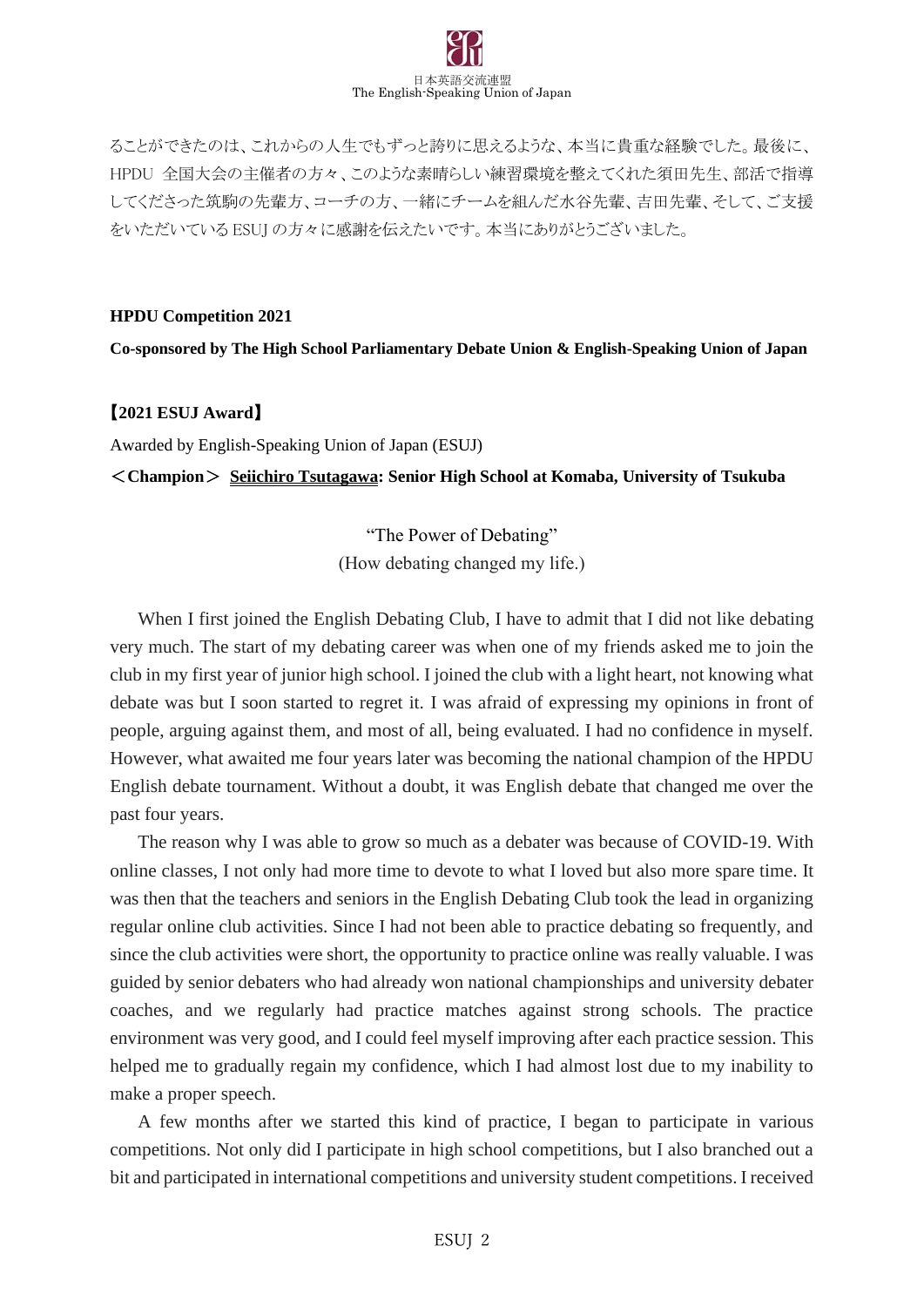ることができたのは、これからの人生でもずっと誇りに思えるような、本当に貴重な経験でした。最後に、HPDU 全国大会の主催者の方々、このような素晴らしい練習環境を整えてくれた須田先生、部活で指導してくださった筑駒の先輩方、コーチの方、一緒にチームを組んだ水谷先輩、吉田先輩、そして、ご支援をいただいている ESUJ の方々に感謝を伝えたいです。本当にありがとうございました。

**HPDU Competition 2021**

**Co-sponsored by The High School Parliamentary Debate Union & English-Speaking Union of Japan**

**【2021 ESUJ Award】**

Awarded by English-Speaking Union of Japan (ESUJ)

**＜Champion＞ Seiichiro Tsutagawa: Senior High School at Komaba, University of Tsukuba**

"The Power of Debating"
(How debating changed my life.)

When I first joined the English Debating Club, I have to admit that I did not like debating very much. The start of my debating career was when one of my friends asked me to join the club in my first year of junior high school. I joined the club with a light heart, not knowing what debate was but I soon started to regret it. I was afraid of expressing my opinions in front of people, arguing against them, and most of all, being evaluated. I had no confidence in myself. However, what awaited me four years later was becoming the national champion of the HPDU English debate tournament. Without a doubt, it was English debate that changed me over the past four years.

The reason why I was able to grow so much as a debater was because of COVID-19. With online classes, I not only had more time to devote to what I loved but also more spare time. It was then that the teachers and seniors in the English Debating Club took the lead in organizing regular online club activities. Since I had not been able to practice debating so frequently, and since the club activities were short, the opportunity to practice online was really valuable. I was guided by senior debaters who had already won national championships and university debater coaches, and we regularly had practice matches against strong schools. The practice environment was very good, and I could feel myself improving after each practice session. This helped me to gradually regain my confidence, which I had almost lost due to my inability to make a proper speech.

A few months after we started this kind of practice, I began to participate in various competitions. Not only did I participate in high school competitions, but I also branched out a bit and participated in international competitions and university student competitions. I received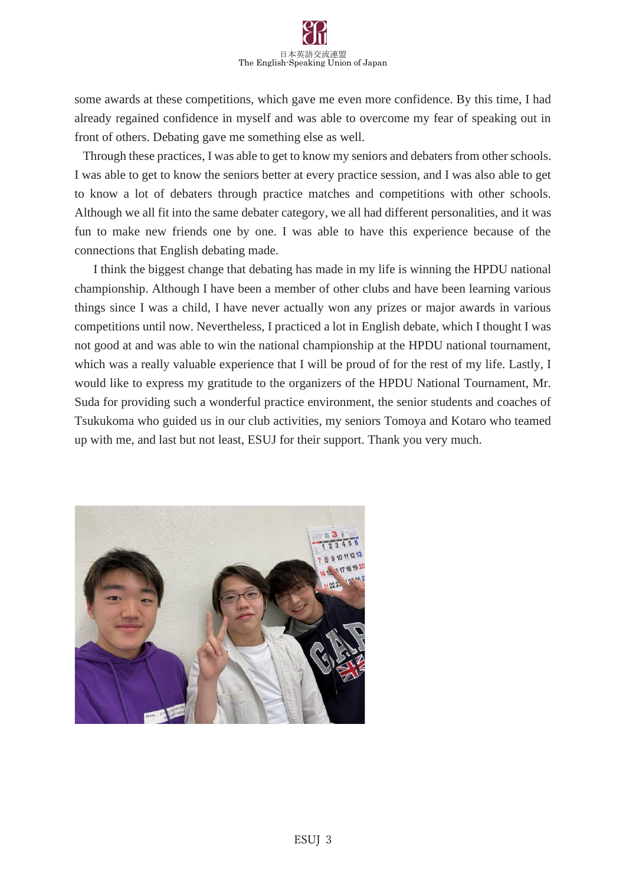some awards at these competitions, which gave me even more confidence. By this time, I had already regained confidence in myself and was able to overcome my fear of speaking out in front of others. Debating gave me something else as well.

Through these practices, I was able to get to know my seniors and debaters from other schools. I was able to get to know the seniors better at every practice session, and I was also able to get to know a lot of debaters through practice matches and competitions with other schools. Although we all fit into the same debater category, we all had different personalities, and it was fun to make new friends one by one. I was able to have this experience because of the connections that English debating made.

I think the biggest change that debating has made in my life is winning the HPDU national championship. Although I have been a member of other clubs and have been learning various things since I was a child, I have never actually won any prizes or major awards in various competitions until now. Nevertheless, I practiced a lot in English debate, which I thought I was not good at and was able to win the national championship at the HPDU national tournament, which was a really valuable experience that I will be proud of for the rest of my life. Lastly, I would like to express my gratitude to the organizers of the HPDU National Tournament, Mr. Suda for providing such a wonderful practice environment, the senior students and coaches of Tsukukoma who guided us in our club activities, my seniors Tomoya and Kotaro who teamed up with me, and last but not least, ESUJ for their support. Thank you very much.